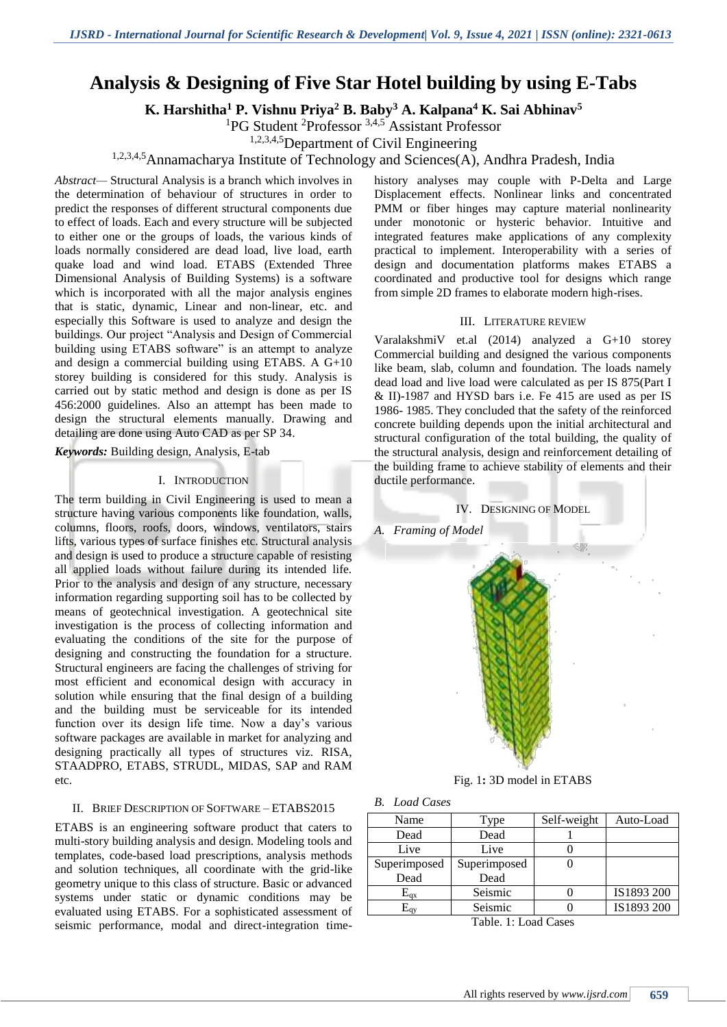# Analysis & Designing of Five Star Hotel building by using E-Tabs

**K. Harshitha[1] P. Vishnu Priya[2] B. Baby[3] A. Kalpana[4] K. Sai Abhinav[5]**

[1]PG Student [2]Professor [3,4,5] Assistant Professor

[1,2,3,4,5]Department of Civil Engineering

[1,2,3,4,5]Annamacharya Institute of Technology and Sciences(A), Andhra Pradesh, India

*Abstract*— Structural Analysis is a branch which involves in the determination of behaviour of structures in order to predict the responses of different structural components due to effect of loads. Each and every structure will be subjected to either one or the groups of loads, the various kinds of loads normally considered are dead load, live load, earth quake load and wind load. ETABS (Extended Three Dimensional Analysis of Building Systems) is a software which is incorporated with all the major analysis engines that is static, dynamic, Linear and non-linear, etc. and especially this Software is used to analyze and design the buildings. Our project "Analysis and Design of Commercial building using ETABS software" is an attempt to analyze and design a commercial building using ETABS. A G+10 storey building is considered for this study. Analysis is carried out by static method and design is done as per IS 456:2000 guidelines. Also an attempt has been made to design the structural elements manually. Drawing and detailing are done using Auto CAD as per SP 34.

***Keywords:*** Building design, Analysis, E-tab

## I. Introduction

The term building in Civil Engineering is used to mean a structure having various components like foundation, walls, columns, floors, roofs, doors, windows, ventilators, stairs lifts, various types of surface finishes etc. Structural analysis and design is used to produce a structure capable of resisting all applied loads without failure during its intended life. Prior to the analysis and design of any structure, necessary information regarding supporting soil has to be collected by means of geotechnical investigation. A geotechnical site investigation is the process of collecting information and evaluating the conditions of the site for the purpose of designing and constructing the foundation for a structure. Structural engineers are facing the challenges of striving for most efficient and economical design with accuracy in solution while ensuring that the final design of a building and the building must be serviceable for its intended function over its design life time. Now a day's various software packages are available in market for analyzing and designing practically all types of structures viz. RISA, STAADPRO, ETABS, STRUDL, MIDAS, SAP and RAM etc.

## II. Brief Description of Software – ETABS2015

ETABS is an engineering software product that caters to multi-story building analysis and design. Modeling tools and templates, code-based load prescriptions, analysis methods and solution techniques, all coordinate with the grid-like geometry unique to this class of structure. Basic or advanced systems under static or dynamic conditions may be evaluated using ETABS. For a sophisticated assessment of seismic performance, modal and direct-integration time-history analyses may couple with P-Delta and Large Displacement effects. Nonlinear links and concentrated PMM or fiber hinges may capture material nonlinearity under monotonic or hysteric behavior. Intuitive and integrated features make applications of any complexity practical to implement. Interoperability with a series of design and documentation platforms makes ETABS a coordinated and productive tool for designs which range from simple 2D frames to elaborate modern high-rises.

## III. Literature Review

VaralakshmiV et.al (2014) analyzed a G+10 storey Commercial building and designed the various components like beam, slab, column and foundation. The loads namely dead load and live load were calculated as per IS 875(Part I & II)-1987 and HYSD bars i.e. Fe 415 are used as per IS 1986- 1985. They concluded that the safety of the reinforced concrete building depends upon the initial architectural and structural configuration of the total building, the quality of the structural analysis, design and reinforcement detailing of the building frame to achieve stability of elements and their ductile performance.

## IV. Designing of Model

### *A. Framing of Model*

Fig. 1**:** 3D model in ETABS

### *B. Load Cases*

| Name | Type | Self-weight | Auto-Load |
|---|---|---|---|
| Dead | Dead | 1 | |
| Live | Live | 0 | |
| Superimposed Dead | Superimposed Dead | 0 | |
| $E_{qx}$ | Seismic | 0 | IS1893 200 |
| $E_{qy}$ | Seismic | 0 | IS1893 200 |

Table. 1: Load Cases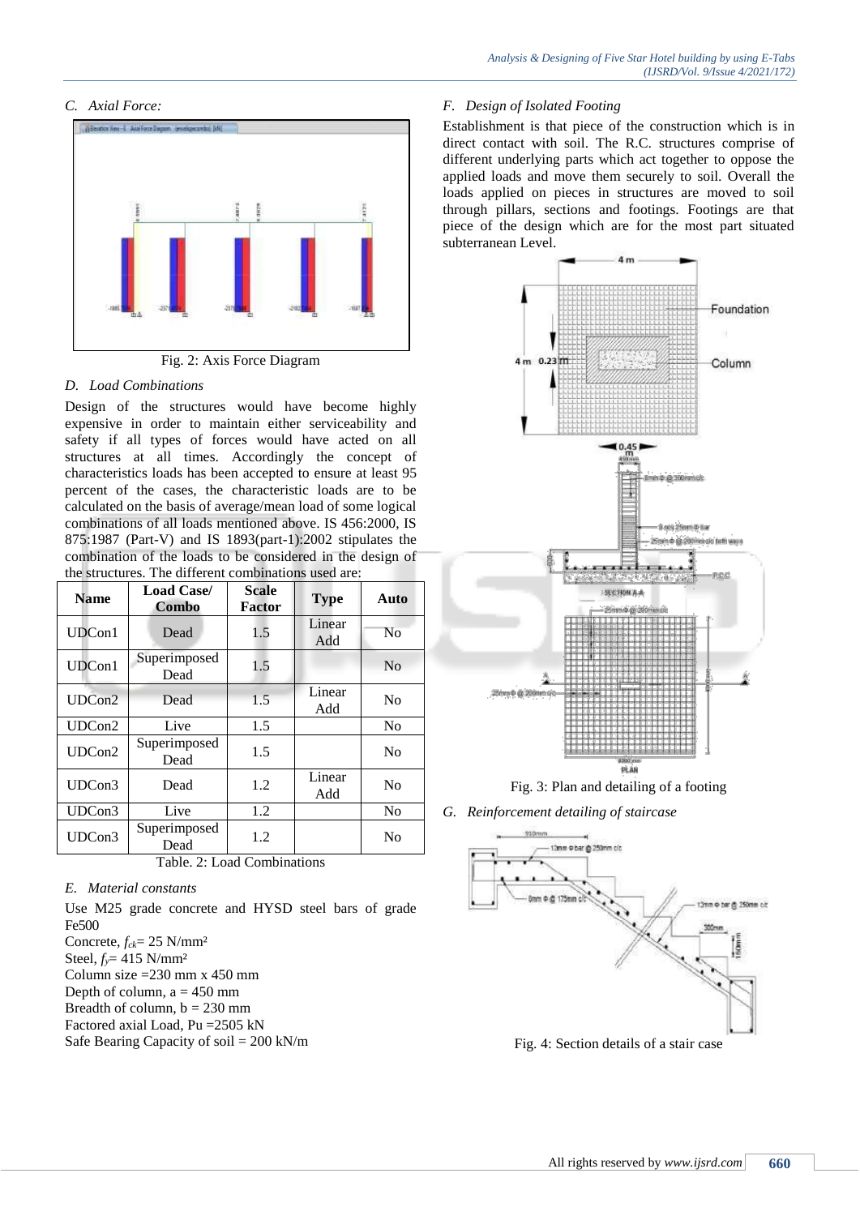### C. Axial Force:

Fig. 2: Axis Force Diagram

### D. Load Combinations

Design of the structures would have become highly expensive in order to maintain either serviceability and safety if all types of forces would have acted on all structures at all times. Accordingly the concept of characteristics loads has been accepted to ensure at least 95 percent of the cases, the characteristic loads are to be calculated on the basis of average/mean load of some logical combinations of all loads mentioned above. IS 456:2000, IS 875:1987 (Part-V) and IS 1893(part-1):2002 stipulates the combination of the loads to be considered in the design of the structures. The different combinations used are:

| Name | Load Case/ Combo | Scale Factor | Type | Auto |
|---|---|---|---|---|
| UDCon1 | Dead | 1.5 | Linear Add | No |
| UDCon1 | Superimposed Dead | 1.5 | | No |
| UDCon2 | Dead | 1.5 | Linear Add | No |
| UDCon2 | Live | 1.5 | | No |
| UDCon2 | Superimposed Dead | 1.5 | | No |
| UDCon3 | Dead | 1.2 | Linear Add | No |
| UDCon3 | Live | 1.2 | | No |
| UDCon3 | Superimposed Dead | 1.2 | | No |

Table. 2: Load Combinations

### E. Material constants

Use M25 grade concrete and HYSD steel bars of grade Fe500

Concrete, $f_{ck}$= 25 N/mm²

Steel, $f_y$= 415 N/mm²

Column size =230 mm x 450 mm

Depth of column, a = 450 mm

Breadth of column, b = 230 mm

Factored axial Load, Pu =2505 kN

Safe Bearing Capacity of soil = 200 kN/m

### F. Design of Isolated Footing

Establishment is that piece of the construction which is in direct contact with soil. The R.C. structures comprise of different underlying parts which act together to oppose the applied loads and move them securely to soil. Overall the loads applied on pieces in structures are moved to soil through pillars, sections and footings. Footings are that piece of the design which are for the most part situated subterranean Level.

Fig. 3: Plan and detailing of a footing

### G. Reinforcement detailing of staircase

Fig. 4: Section details of a stair case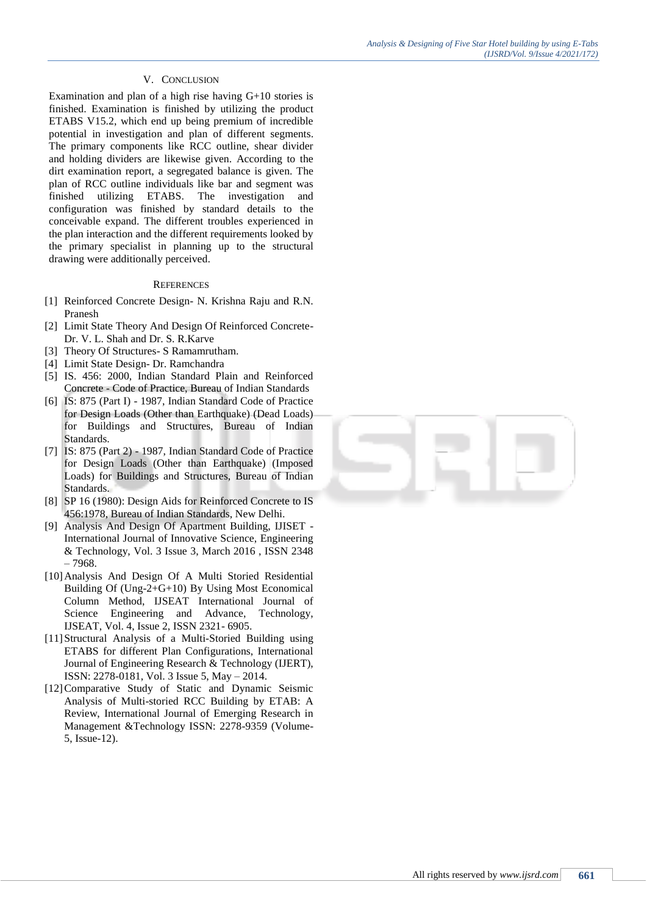## V. CONCLUSION

Examination and plan of a high rise having G+10 stories is finished. Examination is finished by utilizing the product ETABS V15.2, which end up being premium of incredible potential in investigation and plan of different segments. The primary components like RCC outline, shear divider and holding dividers are likewise given. According to the dirt examination report, a segregated balance is given. The plan of RCC outline individuals like bar and segment was finished utilizing ETABS. The investigation and configuration was finished by standard details to the conceivable expand. The different troubles experienced in the plan interaction and the different requirements looked by the primary specialist in planning up to the structural drawing were additionally perceived.

## REFERENCES

[1] Reinforced Concrete Design- N. Krishna Raju and R.N. Pranesh

[2] Limit State Theory And Design Of Reinforced Concrete- Dr. V. L. Shah and Dr. S. R.Karve

[3] Theory Of Structures- S Ramamrutham.

[4] Limit State Design- Dr. Ramchandra

[5] IS. 456: 2000, Indian Standard Plain and Reinforced Concrete - Code of Practice, Bureau of Indian Standards

[6] IS: 875 (Part I) - 1987, Indian Standard Code of Practice for Design Loads (Other than Earthquake) (Dead Loads) for Buildings and Structures, Bureau of Indian Standards.

[7] IS: 875 (Part 2) - 1987, Indian Standard Code of Practice for Design Loads (Other than Earthquake) (Imposed Loads) for Buildings and Structures, Bureau of Indian Standards.

[8] SP 16 (1980): Design Aids for Reinforced Concrete to IS 456:1978, Bureau of Indian Standards, New Delhi.

[9] Analysis And Design Of Apartment Building, IJISET - International Journal of Innovative Science, Engineering & Technology, Vol. 3 Issue 3, March 2016 , ISSN 2348 – 7968.

[10] Analysis And Design Of A Multi Storied Residential Building Of (Ung-2+G+10) By Using Most Economical Column Method, IJSEAT International Journal of Science Engineering and Advance, Technology, IJSEAT, Vol. 4, Issue 2, ISSN 2321- 6905.

[11] Structural Analysis of a Multi-Storied Building using ETABS for different Plan Configurations, International Journal of Engineering Research & Technology (IJERT), ISSN: 2278-0181, Vol. 3 Issue 5, May – 2014.

[12] Comparative Study of Static and Dynamic Seismic Analysis of Multi-storied RCC Building by ETAB: A Review, International Journal of Emerging Research in Management &Technology ISSN: 2278-9359 (Volume-5, Issue-12).